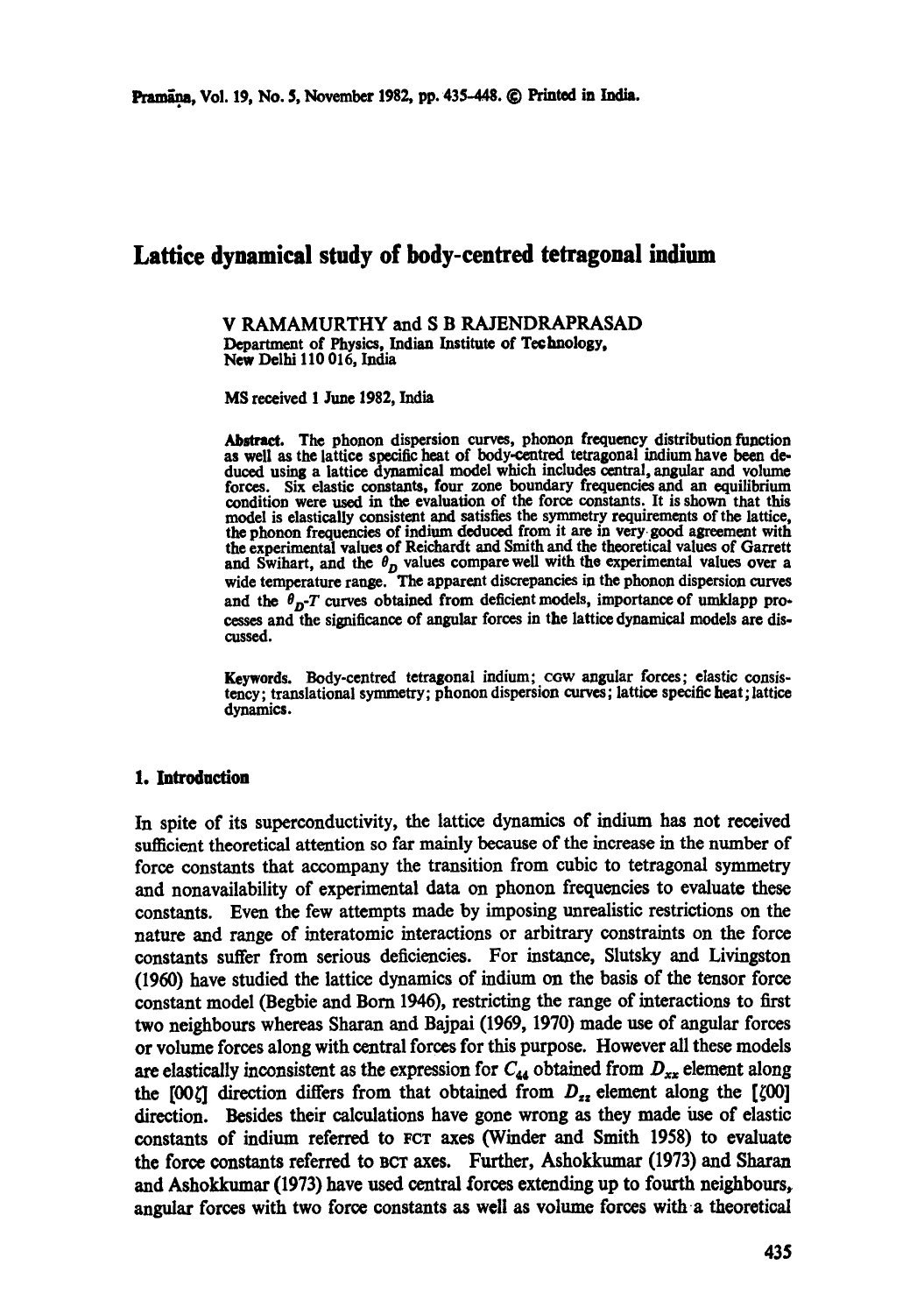# Lattice dynamical study of body-centred tetragonal indium

V RAMAMURTHY and S B RAJENDRAPRASAD
Department of Physics, Indian Institute of Technology,
New Delhi 110 016, India

MS received 1 June 1982, India

**Abstract.** The phonon dispersion curves, phonon frequency distribution function as well as the lattice specific heat of body-centred tetragonal indium have been deduced using a lattice dynamical model which includes central, angular and volume forces. Six elastic constants, four zone boundary frequencies and an equilibrium condition were used in the evaluation of the force constants. It is shown that this model is elastically consistent and satisfies the symmetry requirements of the lattice, the phonon frequencies of indium deduced from it are in very good agreement with the experimental values of Reichardt and Smith and the theoretical values of Garrett and Swihart, and the $\theta_D$ values compare well with the experimental values over a wide temperature range. The apparent discrepancies in the phonon dispersion curves and the $\theta_D$-$T$ curves obtained from deficient models, importance of umklapp processes and the significance of angular forces in the lattice dynamical models are discussed.

**Keywords.** Body-centred tetragonal indium; CGW angular forces; elastic consistency; translational symmetry; phonon dispersion curves; lattice specific heat; lattice dynamics.

## 1. Introduction

In spite of its superconductivity, the lattice dynamics of indium has not received sufficient theoretical attention so far mainly because of the increase in the number of force constants that accompany the transition from cubic to tetragonal symmetry and nonavailability of experimental data on phonon frequencies to evaluate these constants. Even the few attempts made by imposing unrealistic restrictions on the nature and range of interatomic interactions or arbitrary constraints on the force constants suffer from serious deficiencies. For instance, Slutsky and Livingston (1960) have studied the lattice dynamics of indium on the basis of the tensor force constant model (Begbie and Born 1946), restricting the range of interactions to first two neighbours whereas Sharan and Bajpai (1969, 1970) made use of angular forces or volume forces along with central forces for this purpose. However all these models are elastically inconsistent as the expression for $C_{44}$ obtained from $D_{xx}$ element along the $[00\zeta]$ direction differs from that obtained from $D_{zz}$ element along the $[\zeta 00]$ direction. Besides their calculations have gone wrong as they made use of elastic constants of indium referred to FCT axes (Winder and Smith 1958) to evaluate the force constants referred to BCT axes. Further, Ashokkumar (1973) and Sharan and Ashokkumar (1973) have used central forces extending up to fourth neighbours, angular forces with two force constants as well as volume forces with a theoretical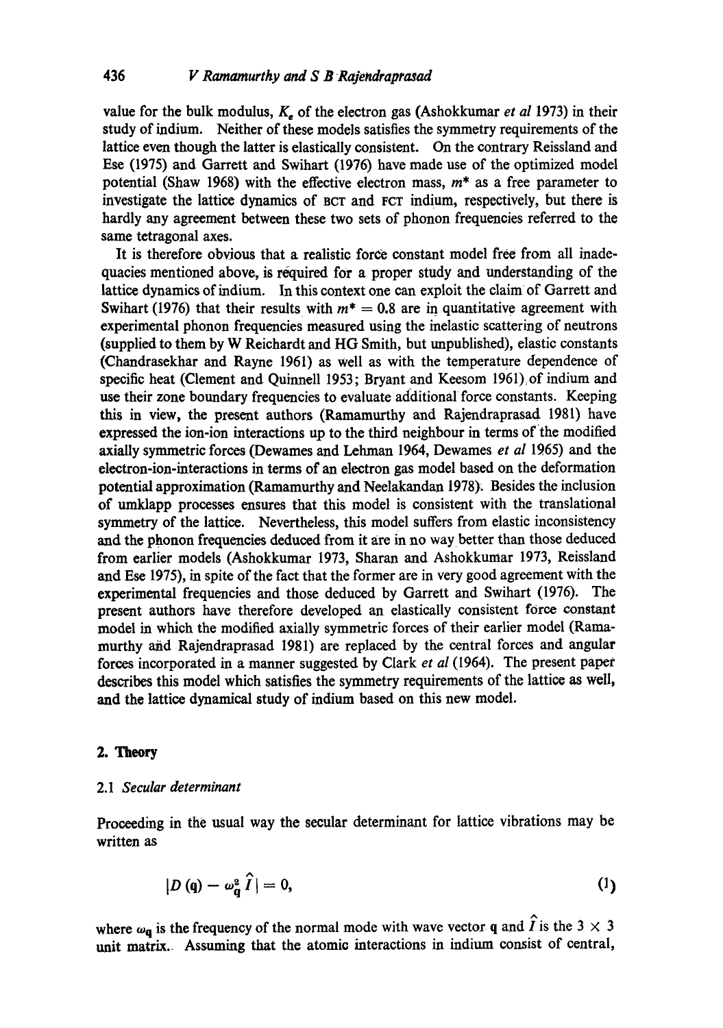value for the bulk modulus, $K_e$ of the electron gas (Ashokkumar *et al* 1973) in their study of indium. Neither of these models satisfies the symmetry requirements of the lattice even though the latter is elastically consistent. On the contrary Reissland and Ese (1975) and Garrett and Swihart (1976) have made use of the optimized model potential (Shaw 1968) with the effective electron mass, $m^*$ as a free parameter to investigate the lattice dynamics of BCT and FCT indium, respectively, but there is hardly any agreement between these two sets of phonon frequencies referred to the same tetragonal axes.

It is therefore obvious that a realistic force constant model free from all inadequacies mentioned above, is required for a proper study and understanding of the lattice dynamics of indium. In this context one can exploit the claim of Garrett and Swihart (1976) that their results with $m^* = 0.8$ are in quantitative agreement with experimental phonon frequencies measured using the inelastic scattering of neutrons (supplied to them by W Reichardt and HG Smith, but unpublished), elastic constants (Chandrasekhar and Rayne 1961) as well as with the temperature dependence of specific heat (Clement and Quinnell 1953; Bryant and Keesom 1961) of indium and use their zone boundary frequencies to evaluate additional force constants. Keeping this in view, the present authors (Ramamurthy and Rajendraprasad 1981) have expressed the ion-ion interactions up to the third neighbour in terms of the modified axially symmetric forces (Dewames and Lehman 1964, Dewames *et al* 1965) and the electron-ion-interactions in terms of an electron gas model based on the deformation potential approximation (Ramamurthy and Neelakandan 1978). Besides the inclusion of umklapp processes ensures that this model is consistent with the translational symmetry of the lattice. Nevertheless, this model suffers from elastic inconsistency and the phonon frequencies deduced from it are in no way better than those deduced from earlier models (Ashokkumar 1973, Sharan and Ashokkumar 1973, Reissland and Ese 1975), in spite of the fact that the former are in very good agreement with the experimental frequencies and those deduced by Garrett and Swihart (1976). The present authors have therefore developed an elastically consistent force constant model in which the modified axially symmetric forces of their earlier model (Ramamurthy and Rajendraprasad 1981) are replaced by the central forces and angular forces incorporated in a manner suggested by Clark *et al* (1964). The present paper describes this model which satisfies the symmetry requirements of the lattice as well, and the lattice dynamical study of indium based on this new model.

## 2. Theory

### 2.1 *Secular determinant*

Proceeding in the usual way the secular determinant for lattice vibrations may be written as

$$|D(\mathbf{q}) - \omega_{\mathbf{q}}^2 \hat{I}| = 0, \tag{1}$$

where $\omega_{\mathbf{q}}$ is the frequency of the normal mode with wave vector $\mathbf{q}$ and $\hat{I}$ is the $3 \times 3$ unit matrix. Assuming that the atomic interactions in indium consist of central,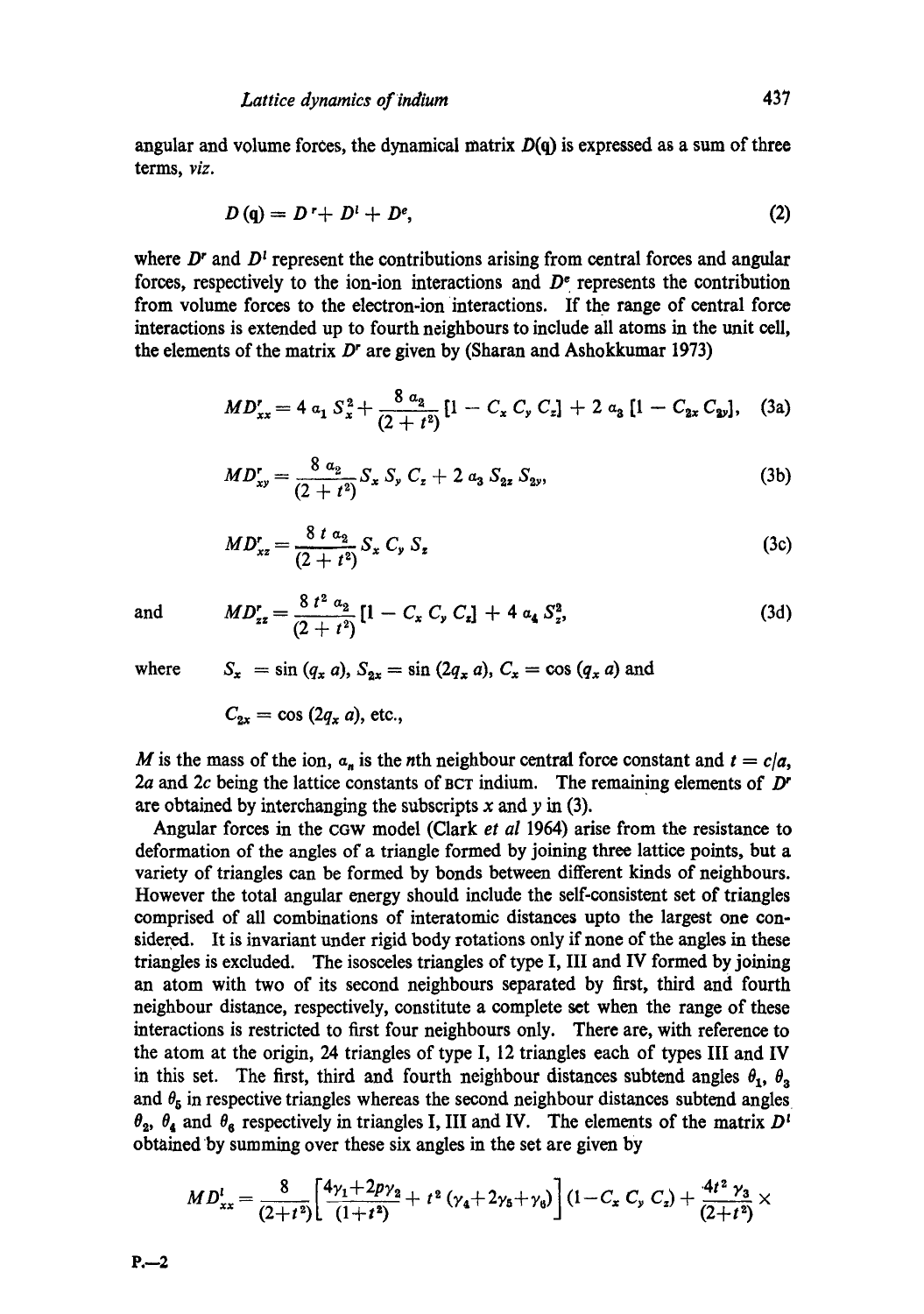angular and volume forces, the dynamical matrix $D(\mathbf{q})$ is expressed as a sum of three terms, *viz.*

$$D(\mathbf{q}) = D^r + D^l + D^e, \tag{2}$$

where $D^r$ and $D^l$ represent the contributions arising from central forces and angular forces, respectively to the ion-ion interactions and $D^e$ represents the contribution from volume forces to the electron-ion interactions. If the range of central force interactions is extended up to fourth neighbours to include all atoms in the unit cell, the elements of the matrix $D^r$ are given by (Sharan and Ashokkumar 1973)

$$MD^r_{xx} = 4\,\alpha_1\, S_x^2 + \frac{8\,\alpha_2}{(2+t^2)}\,[1 - C_x\, C_y\, C_z] + 2\,\alpha_3\,[1 - C_{2x}\, C_{2y}], \tag{3a}$$

$$MD^r_{xy} = \frac{8\,\alpha_2}{(2+t^2)}\, S_x\, S_y\, C_z + 2\,\alpha_3\, S_{2x}\, S_{2y}, \tag{3b}$$

$$MD^r_{xz} = \frac{8\,t\,\alpha_2}{(2+t^2)}\, S_x\, C_y\, S_z \tag{3c}$$

and

$$MD^r_{zz} = \frac{8\,t^2\,\alpha_2}{(2+t^2)}\,[1 - C_x\, C_y\, C_z] + 4\,\alpha_4\, S_z^2, \tag{3d}$$

where $S_x = \sin(q_x a)$, $S_{2x} = \sin(2q_x a)$, $C_x = \cos(q_x a)$ and

$C_{2x} = \cos(2q_x a)$, etc.,

$M$ is the mass of the ion, $\alpha_n$ is the $n$th neighbour central force constant and $t = c/a$, $2a$ and $2c$ being the lattice constants of BCT indium. The remaining elements of $D^r$ are obtained by interchanging the subscripts $x$ and $y$ in (3).

Angular forces in the CGW model (Clark *et al* 1964) arise from the resistance to deformation of the angles of a triangle formed by joining three lattice points, but a variety of triangles can be formed by bonds between different kinds of neighbours. However the total angular energy should include the self-consistent set of triangles comprised of all combinations of interatomic distances upto the largest one considered. It is invariant under rigid body rotations only if none of the angles in these triangles is excluded. The isosceles triangles of type I, III and IV formed by joining an atom with two of its second neighbours separated by first, third and fourth neighbour distance, respectively, constitute a complete set when the range of these interactions is restricted to first four neighbours only. There are, with reference to the atom at the origin, 24 triangles of type I, 12 triangles each of types III and IV in this set. The first, third and fourth neighbour distances subtend angles $\theta_1$, $\theta_3$ and $\theta_5$ in respective triangles whereas the second neighbour distances subtend angles $\theta_2$, $\theta_4$ and $\theta_6$ respectively in triangles I, III and IV. The elements of the matrix $D^l$ obtained by summing over these six angles in the set are given by

$$MD^l_{xx} = \frac{8}{(2+t^2)}\left[\frac{4\gamma_1 + 2p\gamma_2}{(1+t^2)} + t^2\,(\gamma_4 + 2\gamma_5 + \gamma_6)\right](1 - C_x\, C_y\, C_z) + \frac{4t^2\,\gamma_3}{(2+t^2)} \times$$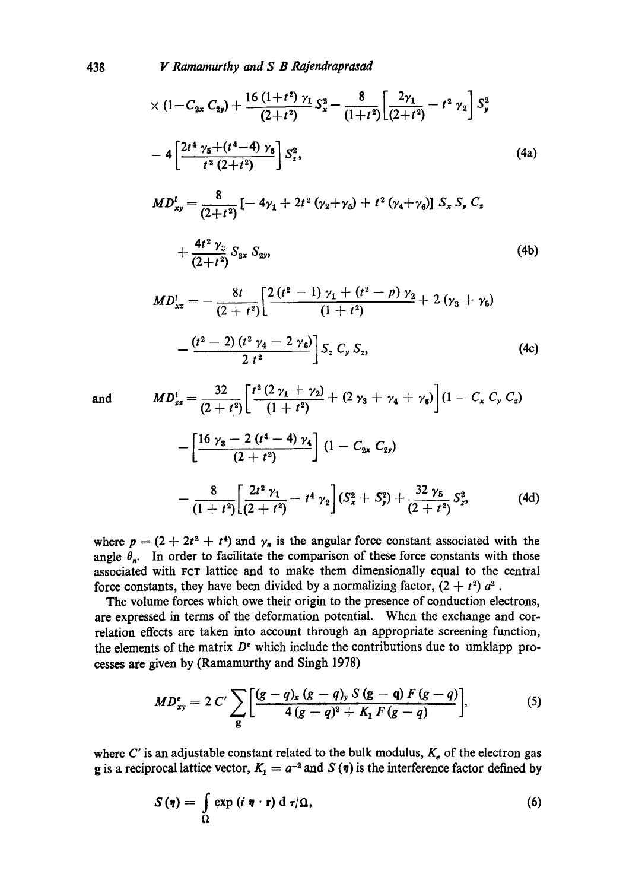$$\times (1-C_{2x}\, C_{2y}) + \frac{16\,(1+t^2)\,\gamma_1}{(2+t^2)} S_x^2 - \frac{8}{(1+t^2)}\left[\frac{2\gamma_1}{(2+t^2)} - t^2\,\gamma_2\right] S_y^2$$

$$- 4\left[\frac{2t^4\,\gamma_5 + (t^4-4)\,\gamma_6}{t^2\,(2+t^2)}\right] S_z^2, \tag{4a}$$

$$MD^l_{xy} = \frac{8}{(2+t^2)}[-\,4\gamma_1 + 2t^2\,(\gamma_2+\gamma_5) + t^2\,(\gamma_4+\gamma_6)]\; S_x\, S_y\, C_z$$

$$+ \frac{4t^2\,\gamma_3}{(2+t^2)} S_{2x}\, S_{2y}, \tag{4b}$$

$$MD^l_{xz} = -\frac{8t}{(2+t^2)}\left[\frac{2\,(t^2-1)\,\gamma_1 + (t^2-p)\,\gamma_2}{(1+t^2)} + 2\,(\gamma_3+\gamma_5)\right.$$

$$\left. - \frac{(t^2-2)\,(t^2\,\gamma_4 - 2\,\gamma_6)}{2\,t^2}\right] S_z\, C_y\, S_z, \tag{4c}$$

and

$$MD^l_{zz} = \frac{32}{(2+t^2)}\left[\frac{t^2\,(2\,\gamma_1+\gamma_2)}{(1+t^2)} + (2\,\gamma_3 + \gamma_4 + \gamma_6)\right](1 - C_x\, C_y\, C_z)$$

$$- \left[\frac{16\,\gamma_3 - 2\,(t^4-4)\,\gamma_4}{(2+t^2)}\right](1 - C_{2x}\, C_{2y})$$

$$- \frac{8}{(1+t^2)}\left[\frac{2t^2\,\gamma_1}{(2+t^2)} - t^4\,\gamma_2\right](S_x^2 + S_y^2) + \frac{32\,\gamma_5}{(2+t^2)} S_z^2, \tag{4d}$$

where $p = (2 + 2t^2 + t^4)$ and $\gamma_n$ is the angular force constant associated with the angle $\theta_n$. In order to facilitate the comparison of these force constants with those associated with FCT lattice and to make them dimensionally equal to the central force constants, they have been divided by a normalizing factor, $(2 + t^2)\, a^2$.

The volume forces which owe their origin to the presence of conduction electrons, are expressed in terms of the deformation potential. When the exchange and correlation effects are taken into account through an appropriate screening function, the elements of the matrix $D^e$ which include the contributions due to umklapp processes are given by (Ramamurthy and Singh 1978)

$$MD^e_{xy} = 2\,C' \sum_{\mathbf{g}} \left[\frac{(g-q)_x\,(g-q)_y\, S\,(g-q)\, F\,(g-q)}{4\,(g-q)^2 + K_1\, F\,(g-q)}\right], \tag{5}$$

where $C'$ is an adjustable constant related to the bulk modulus, $K_e$ of the electron gas $\mathbf{g}$ is a reciprocal lattice vector, $K_1 = a^{-2}$ and $S\,(\eta)$ is the interference factor defined by

$$S\,(\eta) = \int_{\Omega} \exp\,(i\,\eta \cdot \mathbf{r})\; \mathrm{d}\,\tau/\Omega, \tag{6}$$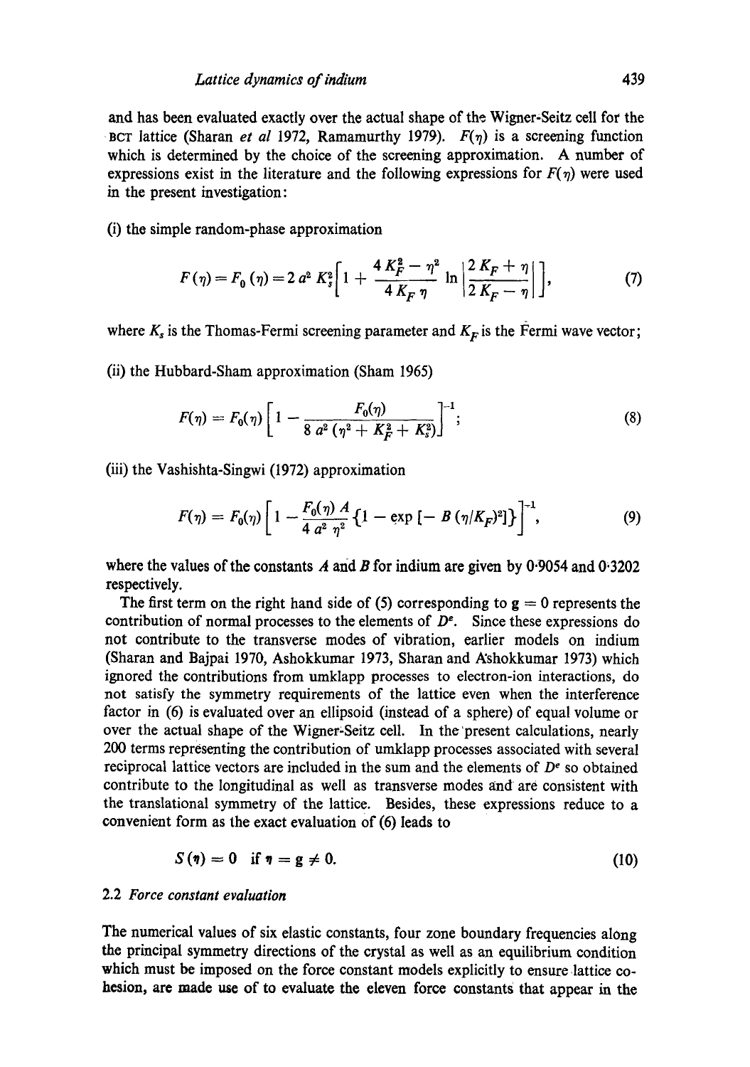and has been evaluated exactly over the actual shape of the Wigner-Seitz cell for the BCT lattice (Sharan *et al* 1972, Ramamurthy 1979). $F(\eta)$ is a screening function which is determined by the choice of the screening approximation. A number of expressions exist in the literature and the following expressions for $F(\eta)$ were used in the present investigation:

(i) the simple random-phase approximation

$$F(\eta) = F_0(\eta) = 2\,a^2\,K_s^2\left[1 + \frac{4\,K_F^2 - \eta^2}{4\,K_F\,\eta}\ln\left|\frac{2\,K_F + \eta}{2\,K_F - \eta}\right|\right], \tag{7}$$

where $K_s$ is the Thomas-Fermi screening parameter and $K_F$ is the Fermi wave vector;

(ii) the Hubbard-Sham approximation (Sham 1965)

$$F(\eta) = F_0(\eta)\left[1 - \frac{F_0(\eta)}{8\,a^2\,(\eta^2 + K_F^2 + K_s^2)}\right]^{-1}; \tag{8}$$

(iii) the Vashishta-Singwi (1972) approximation

$$F(\eta) = F_0(\eta)\left[1 - \frac{F_0(\eta)\,A}{4\,a^2\,\eta^2}\{1 - \exp\,[-\,B\,(\eta/K_F)^2]\}\right]^{-1}, \tag{9}$$

where the values of the constants $A$ and $B$ for indium are given by 0·9054 and 0·3202 respectively.

The first term on the right hand side of (5) corresponding to $\mathbf{g} = 0$ represents the contribution of normal processes to the elements of $D^e$. Since these expressions do not contribute to the transverse modes of vibration, earlier models on indium (Sharan and Bajpai 1970, Ashokkumar 1973, Sharan and Ashokkumar 1973) which ignored the contributions from umklapp processes to electron-ion interactions, do not satisfy the symmetry requirements of the lattice even when the interference factor in (6) is evaluated over an ellipsoid (instead of a sphere) of equal volume or over the actual shape of the Wigner-Seitz cell. In the present calculations, nearly 200 terms representing the contribution of umklapp processes associated with several reciprocal lattice vectors are included in the sum and the elements of $D^e$ so obtained contribute to the longitudinal as well as transverse modes and are consistent with the translational symmetry of the lattice. Besides, these expressions reduce to a convenient form as the exact evaluation of (6) leads to

$$S(\boldsymbol{\eta}) = 0 \quad \text{if } \boldsymbol{\eta} = \mathbf{g} \neq 0. \tag{10}$$

### 2.2 *Force constant evaluation*

The numerical values of six elastic constants, four zone boundary frequencies along the principal symmetry directions of the crystal as well as an equilibrium condition which must be imposed on the force constant models explicitly to ensure lattice cohesion, are made use of to evaluate the eleven force constants that appear in the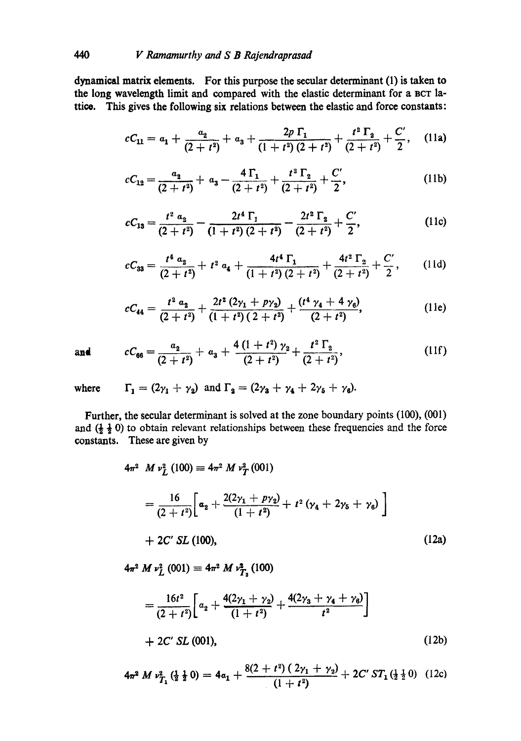dynamical matrix elements. For this purpose the secular determinant (1) is taken to the long wavelength limit and compared with the elastic determinant for a BCT lattice. This gives the following six relations between the elastic and force constants:

$$cC_{11} = a_1 + \frac{a_2}{(2+t^2)} + a_3 + \frac{2p\,\Gamma_1}{(1+t^2)(2+t^2)} + \frac{t^2\,\Gamma_2}{(2+t^2)} + \frac{C'}{2}, \tag{11a}$$

$$cC_{12} = \frac{a_2}{(2+t^2)} + a_3 - \frac{4\,\Gamma_1}{(2+t^2)} + \frac{t^2\,\Gamma_2}{(2+t^2)} + \frac{C'}{2}, \tag{11b}$$

$$cC_{13} = \frac{t^2\,a_2}{(2+t^2)} - \frac{2t^4\,\Gamma_1}{(1+t^2)(2+t^2)} - \frac{2t^2\,\Gamma_2}{(2+t^2)} + \frac{C'}{2}, \tag{11c}$$

$$cC_{33} = \frac{t^4\,a_2}{(2+t^2)} + t^2\,a_4 + \frac{4t^4\,\Gamma_1}{(1+t^2)(2+t^2)} + \frac{4t^2\,\Gamma_2}{(2+t^2)} + \frac{C'}{2}, \tag{11d}$$

$$cC_{44} = \frac{t^2\,a_2}{(2+t^2)} + \frac{2t^2\,(2\gamma_1 + p\gamma_2)}{(1+t^2)(2+t^2)} + \frac{(t^4\,\gamma_4 + 4\,\gamma_6)}{(2+t^2)}, \tag{11e}$$

and

$$cC_{66} = \frac{a_2}{(2+t^2)} + a_3 + \frac{4\,(1+t^2)\,\gamma_2}{(2+t^2)} + \frac{t^2\,\Gamma_2}{(2+t^2)}, \tag{11f}$$

where $\Gamma_1 = (2\gamma_1 + \gamma_2)$ and $\Gamma_2 = (2\gamma_3 + \gamma_4 + 2\gamma_5 + \gamma_6)$.

Further, the secular determinant is solved at the zone boundary points (100), (001) and ($\frac{1}{2}\,\frac{1}{2}\,0$) to obtain relevant relationships between these frequencies and the force constants. These are given by

$$4\pi^2\,M\,\nu_L^2\,(100) \equiv 4\pi^2\,M\,\nu_T^2\,(001)$$

$$= \frac{16}{(2+t^2)}\left[a_2 + \frac{2(2\gamma_1 + p\gamma_2)}{(1+t^2)} + t^2\,(\gamma_4 + 2\gamma_5 + \gamma_6)\right]$$

$$+ 2C'\,SL\,(100), \tag{12a}$$

$$4\pi^2\,M\,\nu_L^2\,(001) \equiv 4\pi^2\,M\,\nu_{T_2}^2\,(100)$$

$$= \frac{16t^2}{(2+t^2)}\left[a_2 + \frac{4(2\gamma_1 + \gamma_2)}{(1+t^2)} + \frac{4(2\gamma_3 + \gamma_4 + \gamma_6)}{t^2}\right]$$

$$+ 2C'\,SL\,(001), \tag{12b}$$

$$4\pi^2\,M\,\nu_{T_1}^2\,(\tfrac{1}{2}\,\tfrac{1}{2}\,0) = 4a_1 + \frac{8(2+t^2)\,(2\gamma_1 + \gamma_2)}{(1+t^2)} + 2C'\,ST_1\,(\tfrac{1}{2}\,\tfrac{1}{2}\,0) \tag{12c}$$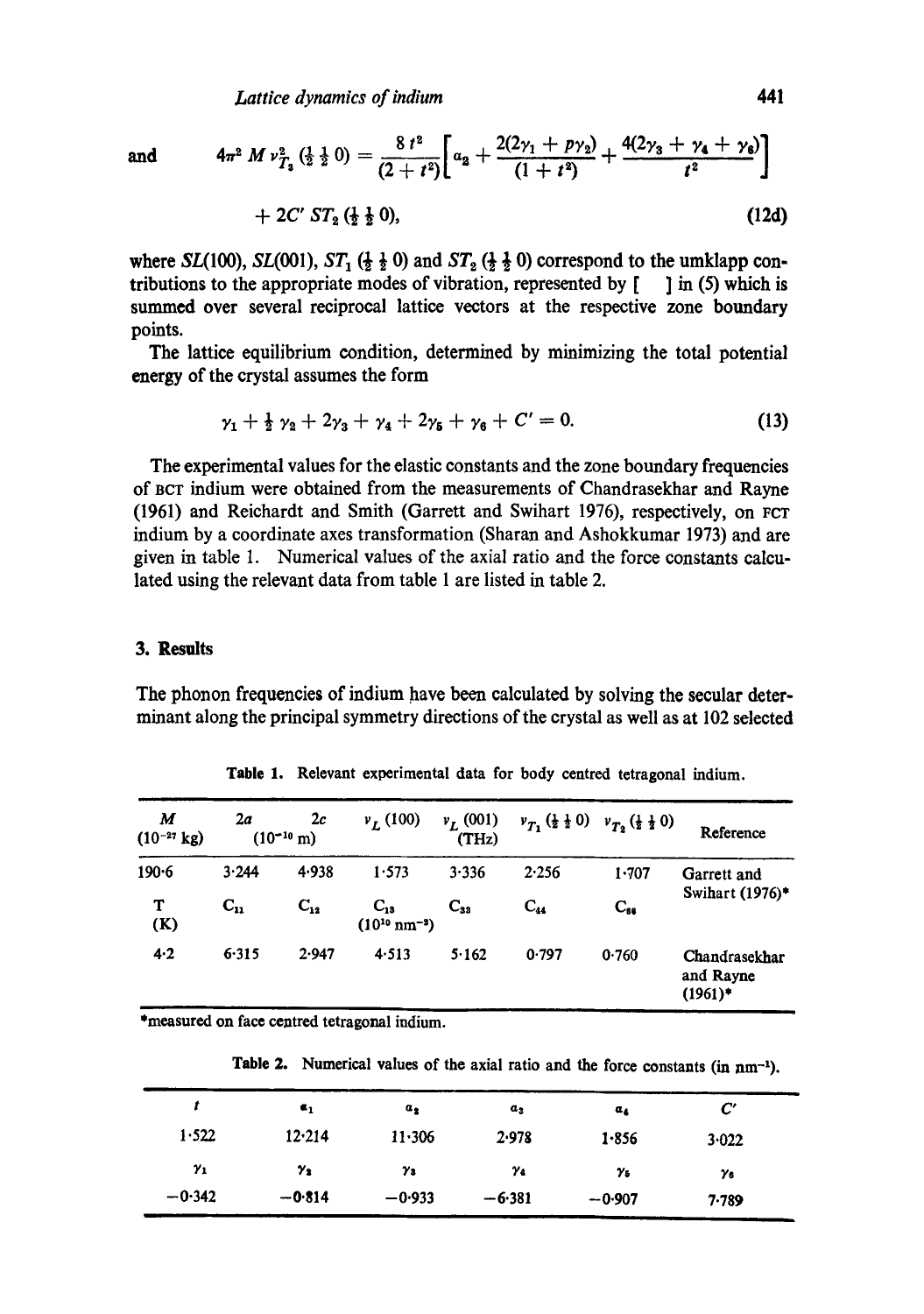and

$$4\pi^2 M \nu_{T_2}^2 (\tfrac{1}{2}\,\tfrac{1}{2}\,0) = \frac{8\,t^2}{(2+t^2)}\left[a_2 + \frac{2(2\gamma_1 + p\gamma_2)}{(1+t^2)} + \frac{4(2\gamma_3 + \gamma_4 + \gamma_6)}{t^2}\right]$$

$$+ 2C'\, ST_2 (\tfrac{1}{2}\,\tfrac{1}{2}\,0), \tag{12d}$$

where $SL(100)$, $SL(001)$, $ST_1$ $(\frac{1}{2}\,\frac{1}{2}\,0)$ and $ST_2$ $(\frac{1}{2}\,\frac{1}{2}\,0)$ correspond to the umklapp contributions to the appropriate modes of vibration, represented by [ ] in (5) which is summed over several reciprocal lattice vectors at the respective zone boundary points.

The lattice equilibrium condition, determined by minimizing the total potential energy of the crystal assumes the form

$$\gamma_1 + \tfrac{1}{2}\,\gamma_2 + 2\gamma_3 + \gamma_4 + 2\gamma_5 + \gamma_6 + C' = 0. \tag{13}$$

The experimental values for the elastic constants and the zone boundary frequencies of BCT indium were obtained from the measurements of Chandrasekhar and Rayne (1961) and Reichardt and Smith (Garrett and Swihart 1976), respectively, on FCT indium by a coordinate axes transformation (Sharan and Ashokkumar 1973) and are given in table 1. Numerical values of the axial ratio and the force constants calculated using the relevant data from table 1 are listed in table 2.

## 3. Results

The phonon frequencies of indium have been calculated by solving the secular determinant along the principal symmetry directions of the crystal as well as at 102 selected

**Table 1.** Relevant experimental data for body centred tetragonal indium.

| $M$ ($10^{-27}$ kg) | $2a$ ($10^{-10}$ m) | $2c$ | $\nu_L$ (100) | $\nu_L$ (001) (THz) | $\nu_{T_1}$ $(\frac{1}{2}\,\frac{1}{2}\,0)$ | $\nu_{T_2}$ $(\frac{1}{2}\,\frac{1}{2}\,0)$ | Reference |
|---|---|---|---|---|---|---|---|
| 190·6 | 3·244 | 4·938 | 1·573 | 3·336 | 2·256 | 1·707 | Garrett and Swihart (1976)* |
| T (K) | $C_{11}$ | $C_{12}$ | $C_{13}$ ($10^{10}$ nm$^{-2}$) | $C_{33}$ | $C_{44}$ | $C_{66}$ | |
| 4·2 | 6·315 | 2·947 | 4·513 | 5·162 | 0·797 | 0·760 | Chandrasekhar and Rayne (1961)* |

*measured on face centred tetragonal indium.

**Table 2.** Numerical values of the axial ratio and the force constants (in nm$^{-1}$).

| $t$ | $\alpha_1$ | $\alpha_2$ | $\alpha_3$ | $\alpha_4$ | $C'$ |
|---|---|---|---|---|---|
| 1·522 | 12·214 | 11·306 | 2·978 | 1·856 | 3·022 |
| $\gamma_1$ | $\gamma_2$ | $\gamma_3$ | $\gamma_4$ | $\gamma_5$ | $\gamma_6$ |
| −0·342 | −0·814 | −0·933 | −6·381 | −0·907 | 7·789 |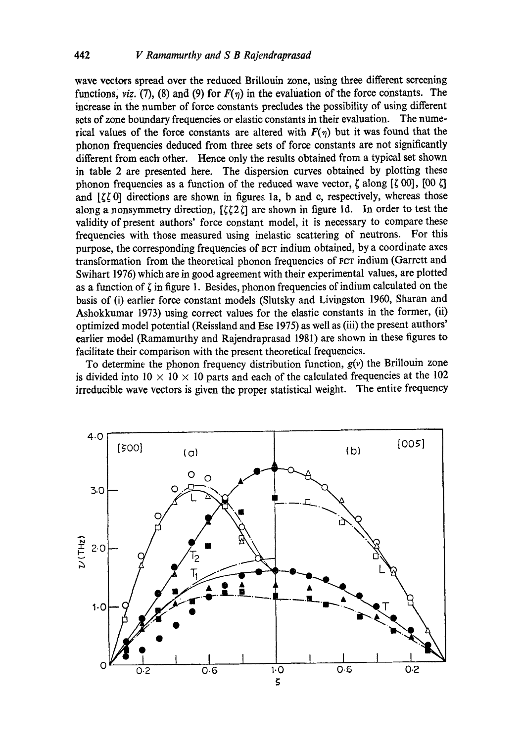wave vectors spread over the reduced Brillouin zone, using three different screening functions, *viz.* (7), (8) and (9) for $F(\eta)$ in the evaluation of the force constants. The increase in the number of force constants precludes the possibility of using different sets of zone boundary frequencies or elastic constants in their evaluation. The numerical values of the force constants are altered with $F(\eta)$ but it was found that the phonon frequencies deduced from three sets of force constants are not significantly different from each other. Hence only the results obtained from a typical set shown in table 2 are presented here. The dispersion curves obtained by plotting these phonon frequencies as a function of the reduced wave vector, $\zeta$ along $[\zeta\, 00]$, $[00\, \zeta]$ and $[\zeta\zeta\, 0]$ directions are shown in figures 1a, b and c, respectively, whereas those along a nonsymmetry direction, $[\zeta\zeta 2\zeta]$ are shown in figure 1d. In order to test the validity of present authors' force constant model, it is necessary to compare these frequencies with those measured using inelastic scattering of neutrons. For this purpose, the corresponding frequencies of BCT indium obtained, by a coordinate axes transformation from the theoretical phonon frequencies of FCT indium (Garrett and Swihart 1976) which are in good agreement with their experimental values, are plotted as a function of $\zeta$ in figure 1. Besides, phonon frequencies of indium calculated on the basis of (i) earlier force constant models (Slutsky and Livingston 1960, Sharan and Ashokkumar 1973) using correct values for the elastic constants in the former, (ii) optimized model potential (Reissland and Ese 1975) as well as (iii) the present authors' earlier model (Ramamurthy and Rajendraprasad 1981) are shown in these figures to facilitate their comparison with the present theoretical frequencies.

To determine the phonon frequency distribution function, $g(\nu)$ the Brillouin zone is divided into $10 \times 10 \times 10$ parts and each of the calculated frequencies at the 102 irreducible wave vectors is given the proper statistical weight. The entire frequency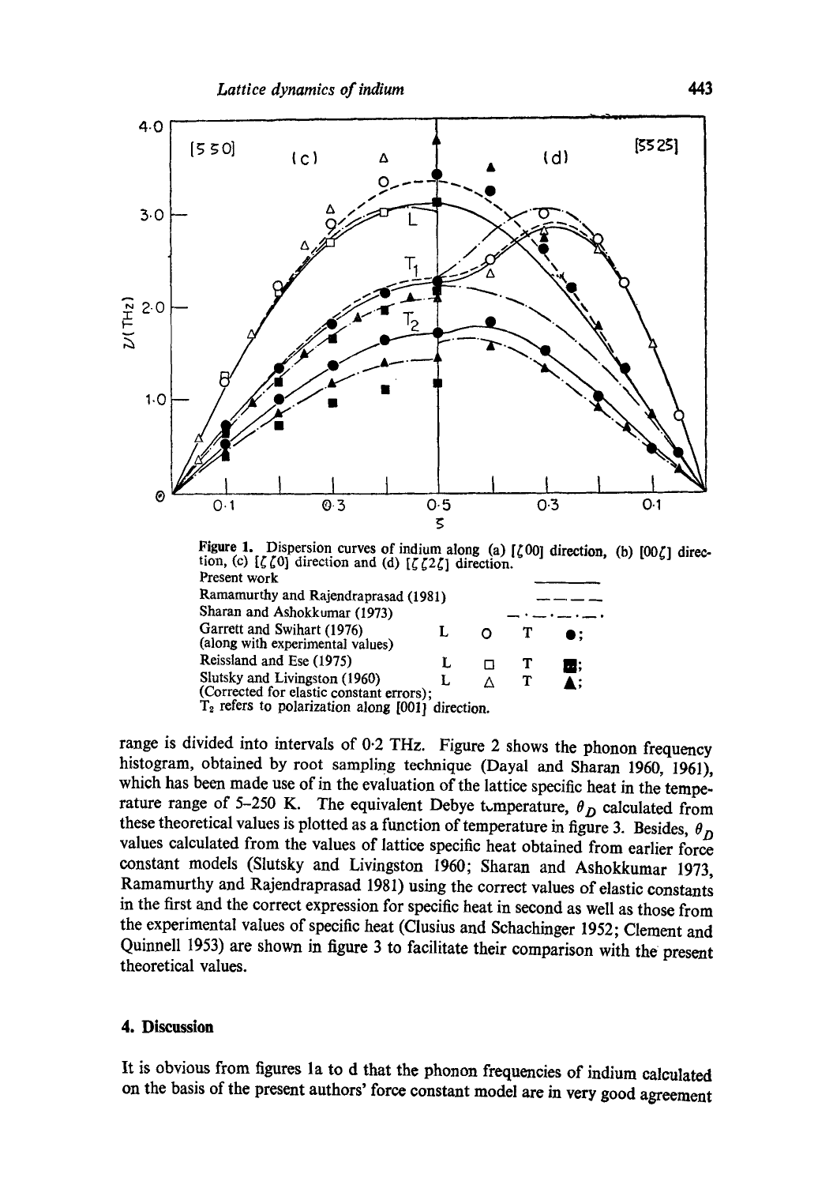**Figure 1.** Dispersion curves of indium along (a) [$\zeta$00] direction, (b) [00$\zeta$] direction, (c) [$\zeta\zeta$0] direction and (d) [$\zeta\zeta 2\zeta$] direction.

| | | | | |
|---|---|---|---|---|
| Present work | ———— | | | |
| Ramamurthy and Rajendraprasad (1981) | – – – – | | | |
| Sharan and Ashokkumar (1973) | — · — · — · | | | |
| Garrett and Swihart (1976) (along with experimental values) | L | ○ | T | ●; |
| Reissland and Ese (1975) | L | □ | T | ■; |
| Slutsky and Livingston (1960) (Corrected for elastic constant errors); | L | △ | T | ▲; |

$T_2$ refers to polarization along [001] direction.

range is divided into intervals of 0·2 THz. Figure 2 shows the phonon frequency histogram, obtained by root sampling technique (Dayal and Sharan 1960, 1961), which has been made use of in the evaluation of the lattice specific heat in the temperature range of 5–250 K. The equivalent Debye temperature, $\theta_D$ calculated from these theoretical values is plotted as a function of temperature in figure 3. Besides, $\theta_D$ values calculated from the values of lattice specific heat obtained from earlier force constant models (Slutsky and Livingston 1960; Sharan and Ashokkumar 1973, Ramamurthy and Rajendraprasad 1981) using the correct values of elastic constants in the first and the correct expression for specific heat in second as well as those from the experimental values of specific heat (Clusius and Schachinger 1952; Clement and Quinnell 1953) are shown in figure 3 to facilitate their comparison with the present theoretical values.

## 4. Discussion

It is obvious from figures 1a to d that the phonon frequencies of indium calculated on the basis of the present authors' force constant model are in very good agreement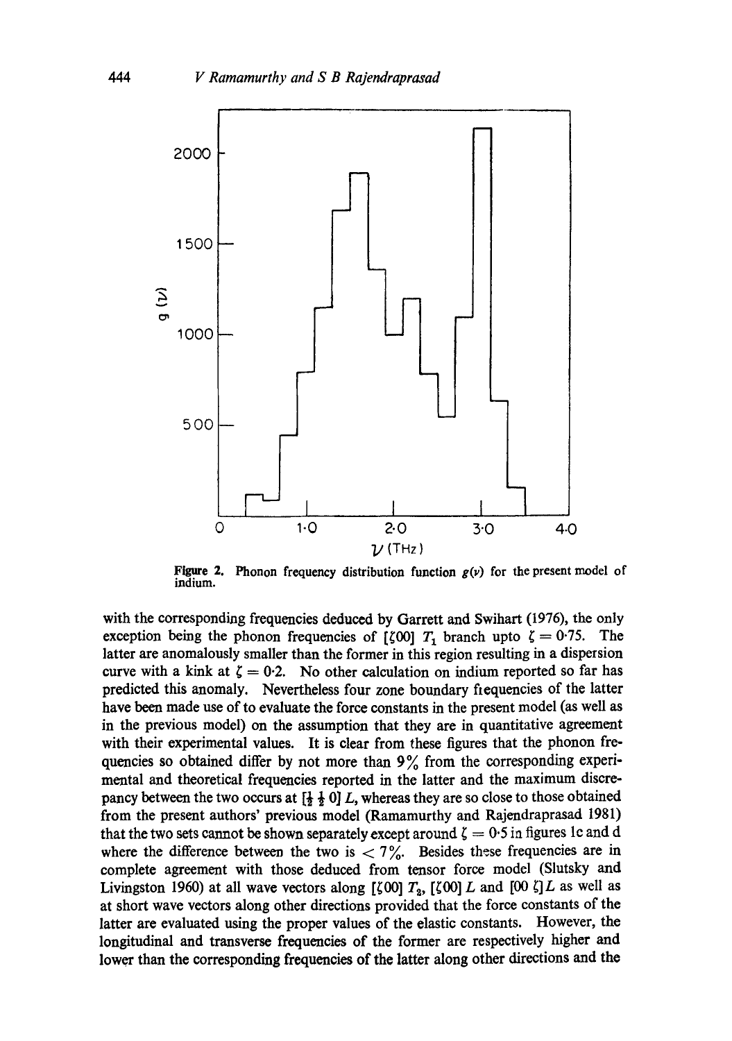**Figure 2.** Phonon frequency distribution function $g(\nu)$ for the present model of indium.

with the corresponding frequencies deduced by Garrett and Swihart (1976), the only exception being the phonon frequencies of $[\zeta 00]$ $T_1$ branch upto $\zeta = 0{\cdot}75$. The latter are anomalously smaller than the former in this region resulting in a dispersion curve with a kink at $\zeta = 0{\cdot}2$. No other calculation on indium reported so far has predicted this anomaly. Nevertheless four zone boundary frequencies of the latter have been made use of to evaluate the force constants in the present model (as well as in the previous model) on the assumption that they are in quantitative agreement with their experimental values. It is clear from these figures that the phonon frequencies so obtained differ by not more than 9% from the corresponding experimental and theoretical frequencies reported in the latter and the maximum discrepancy between the two occurs at $[\frac{1}{2}\ \frac{1}{2}\ 0]$ $L$, whereas they are so close to those obtained from the present authors' previous model (Ramamurthy and Rajendraprasad 1981) that the two sets cannot be shown separately except around $\zeta = 0{\cdot}5$ in figures 1c and d where the difference between the two is $< 7\%$. Besides these frequencies are in complete agreement with those deduced from tensor force model (Slutsky and Livingston 1960) at all wave vectors along $[\zeta 00]$ $T_2$, $[\zeta 00]$ $L$ and $[00\ \zeta]$ $L$ as well as at short wave vectors along other directions provided that the force constants of the latter are evaluated using the proper values of the elastic constants. However, the longitudinal and transverse frequencies of the former are respectively higher and lower than the corresponding frequencies of the latter along other directions and the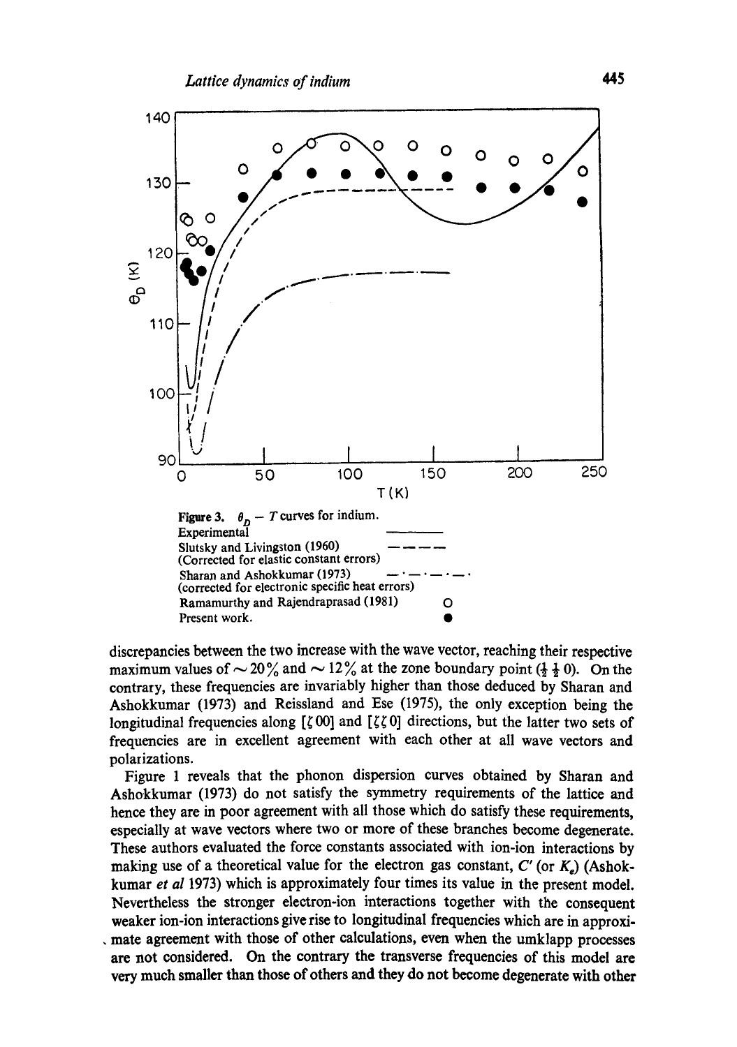Figure 3. $\theta_D - T$ curves for indium.

Experimental ———

Slutsky and Livingston (1960) – – – – (Corrected for elastic constant errors)

Sharan and Ashokkumar (1973) —·—·—·—· (corrected for electronic specific heat errors)

Ramamurthy and Rajendraprasad (1981) ○

Present work. ●

discrepancies between the two increase with the wave vector, reaching their respective maximum values of ~ 20% and ~ 12% at the zone boundary point ($\frac{1}{2}\ \frac{1}{2}\ 0$). On the contrary, these frequencies are invariably higher than those deduced by Sharan and Ashokkumar (1973) and Reissland and Ese (1975), the only exception being the longitudinal frequencies along [$\zeta$ 00] and [$\zeta\zeta$ 0] directions, but the latter two sets of frequencies are in excellent agreement with each other at all wave vectors and polarizations.

Figure 1 reveals that the phonon dispersion curves obtained by Sharan and Ashokkumar (1973) do not satisfy the symmetry requirements of the lattice and hence they are in poor agreement with all those which do satisfy these requirements, especially at wave vectors where two or more of these branches become degenerate. These authors evaluated the force constants associated with ion-ion interactions by making use of a theoretical value for the electron gas constant, $C'$ (or $K_e$) (Ashokkumar *et al* 1973) which is approximately four times its value in the present model. Nevertheless the stronger electron-ion interactions together with the consequent weaker ion-ion interactions give rise to longitudinal frequencies which are in approximate agreement with those of other calculations, even when the umklapp processes are not considered. On the contrary the transverse frequencies of this model are very much smaller than those of others and they do not become degenerate with other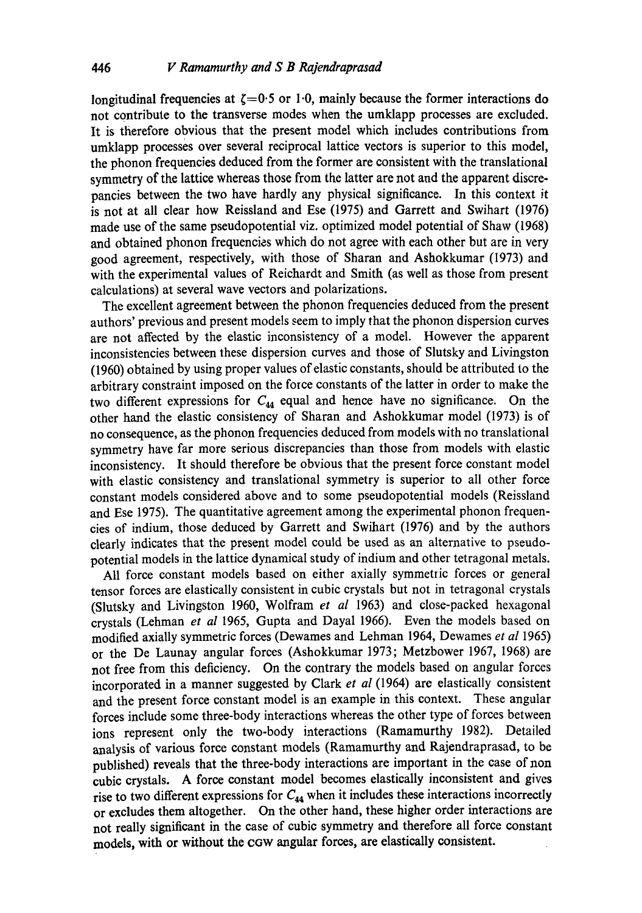longitudinal frequencies at $\zeta=0\cdot5$ or $1\cdot0$, mainly because the former interactions do not contribute to the transverse modes when the umklapp processes are excluded. It is therefore obvious that the present model which includes contributions from umklapp processes over several reciprocal lattice vectors is superior to this model, the phonon frequencies deduced from the former are consistent with the translational symmetry of the lattice whereas those from the latter are not and the apparent discrepancies between the two have hardly any physical significance. In this context it is not at all clear how Reissland and Ese (1975) and Garrett and Swihart (1976) made use of the same pseudopotential viz. optimized model potential of Shaw (1968) and obtained phonon frequencies which do not agree with each other but are in very good agreement, respectively, with those of Sharan and Ashokkumar (1973) and with the experimental values of Reichardt and Smith (as well as those from present calculations) at several wave vectors and polarizations.

The excellent agreement between the phonon frequencies deduced from the present authors' previous and present models seem to imply that the phonon dispersion curves are not affected by the elastic inconsistency of a model. However the apparent inconsistencies between these dispersion curves and those of Slutsky and Livingston (1960) obtained by using proper values of elastic constants, should be attributed to the arbitrary constraint imposed on the force constants of the latter in order to make the two different expressions for $C_{44}$ equal and hence have no significance. On the other hand the elastic consistency of Sharan and Ashokkumar model (1973) is of no consequence, as the phonon frequencies deduced from models with no translational symmetry have far more serious discrepancies than those from models with elastic inconsistency. It should therefore be obvious that the present force constant model with elastic consistency and translational symmetry is superior to all other force constant models considered above and to some pseudopotential models (Reissland and Ese 1975). The quantitative agreement among the experimental phonon frequencies of indium, those deduced by Garrett and Swihart (1976) and by the authors clearly indicates that the present model could be used as an alternative to pseudopotential models in the lattice dynamical study of indium and other tetragonal metals.

All force constant models based on either axially symmetric forces or general tensor forces are elastically consistent in cubic crystals but not in tetragonal crystals (Slutsky and Livingston 1960, Wolfram *et al* 1963) and close-packed hexagonal crystals (Lehman *et al* 1965, Gupta and Dayal 1966). Even the models based on modified axially symmetric forces (Dewames and Lehman 1964, Dewames *et al* 1965) or the De Launay angular forces (Ashokkumar 1973; Metzbower 1967, 1968) are not free from this deficiency. On the contrary the models based on angular forces incorporated in a manner suggested by Clark *et al* (1964) are elastically consistent and the present force constant model is an example in this context. These angular forces include some three-body interactions whereas the other type of forces between ions represent only the two-body interactions (Ramamurthy 1982). Detailed analysis of various force constant models (Ramamurthy and Rajendraprasad, to be published) reveals that the three-body interactions are important in the case of non cubic crystals. A force constant model becomes elastically inconsistent and gives rise to two different expressions for $C_{44}$ when it includes these interactions incorrectly or excludes them altogether. On the other hand, these higher order interactions are not really significant in the case of cubic symmetry and therefore all force constant models, with or without the CGW angular forces, are elastically consistent.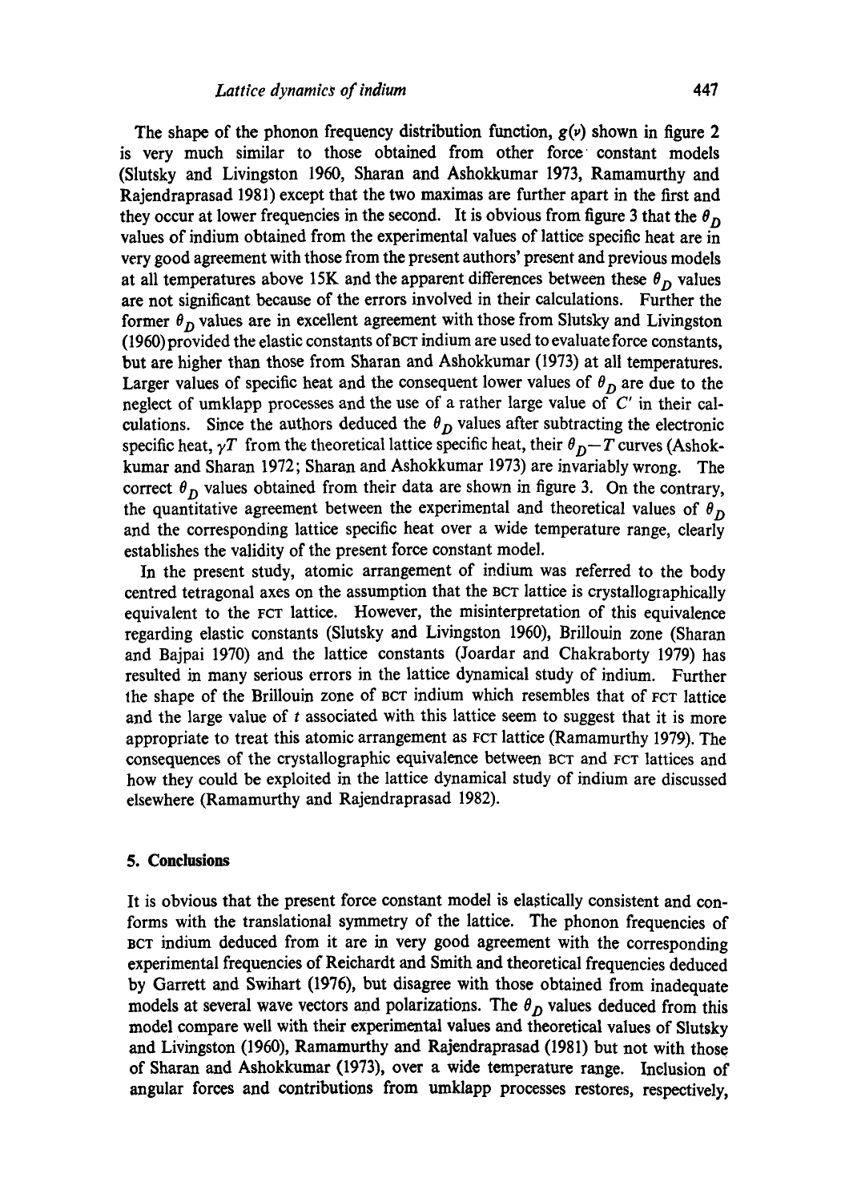The shape of the phonon frequency distribution function, $g(\nu)$ shown in figure 2 is very much similar to those obtained from other force constant models (Slutsky and Livingston 1960, Sharan and Ashokkumar 1973, Ramamurthy and Rajendraprasad 1981) except that the two maximas are further apart in the first and they occur at lower frequencies in the second. It is obvious from figure 3 that the $\theta_D$ values of indium obtained from the experimental values of lattice specific heat are in very good agreement with those from the present authors' present and previous models at all temperatures above 15K and the apparent differences between these $\theta_D$ values are not significant because of the errors involved in their calculations. Further the former $\theta_D$ values are in excellent agreement with those from Slutsky and Livingston (1960) provided the elastic constants of BCT indium are used to evaluate force constants, but are higher than those from Sharan and Ashokkumar (1973) at all temperatures. Larger values of specific heat and the consequent lower values of $\theta_D$ are due to the neglect of umklapp processes and the use of a rather large value of $C'$ in their calculations. Since the authors deduced the $\theta_D$ values after subtracting the electronic specific heat, $\gamma T$ from the theoretical lattice specific heat, their $\theta_D - T$ curves (Ashokkumar and Sharan 1972; Sharan and Ashokkumar 1973) are invariably wrong. The correct $\theta_D$ values obtained from their data are shown in figure 3. On the contrary, the quantitative agreement between the experimental and theoretical values of $\theta_D$ and the corresponding lattice specific heat over a wide temperature range, clearly establishes the validity of the present force constant model.

In the present study, atomic arrangement of indium was referred to the body centred tetragonal axes on the assumption that the BCT lattice is crystallographically equivalent to the FCT lattice. However, the misinterpretation of this equivalence regarding elastic constants (Slutsky and Livingston 1960), Brillouin zone (Sharan and Bajpai 1970) and the lattice constants (Joardar and Chakraborty 1979) has resulted in many serious errors in the lattice dynamical study of indium. Further the shape of the Brillouin zone of BCT indium which resembles that of FCT lattice and the large value of $t$ associated with this lattice seem to suggest that it is more appropriate to treat this atomic arrangement as FCT lattice (Ramamurthy 1979). The consequences of the crystallographic equivalence between BCT and FCT lattices and how they could be exploited in the lattice dynamical study of indium are discussed elsewhere (Ramamurthy and Rajendraprasad 1982).

## 5. Conclusions

It is obvious that the present force constant model is elastically consistent and conforms with the translational symmetry of the lattice. The phonon frequencies of BCT indium deduced from it are in very good agreement with the corresponding experimental frequencies of Reichardt and Smith and theoretical frequencies deduced by Garrett and Swihart (1976), but disagree with those obtained from inadequate models at several wave vectors and polarizations. The $\theta_D$ values deduced from this model compare well with their experimental values and theoretical values of Slutsky and Livingston (1960), Ramamurthy and Rajendraprasad (1981) but not with those of Sharan and Ashokkumar (1973), over a wide temperature range. Inclusion of angular forces and contributions from umklapp processes restores, respectively,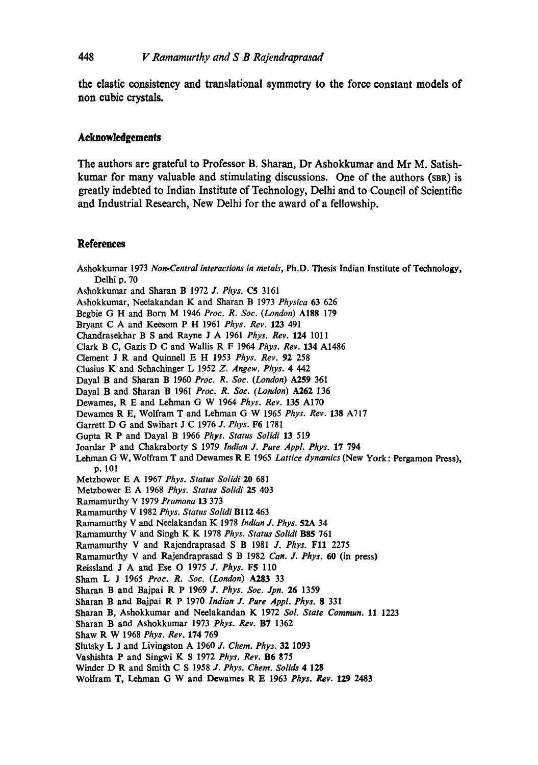the elastic consistency and translational symmetry to the force constant models of non cubic crystals.

## Acknowledgements

The authors are grateful to Professor B. Sharan, Dr Ashokkumar and Mr M. Satishkumar for many valuable and stimulating discussions. One of the authors (SBR) is greatly indebted to Indian Institute of Technology, Delhi and to Council of Scientific and Industrial Research, New Delhi for the award of a fellowship.

## References

Ashokkumar 1973 *Non-Central interactions in metals*, Ph.D. Thesis Indian Institute of Technology, Delhi p. 70

Ashokkumar and Sharan B 1972 *J. Phys.* **C5** 3161

Ashokkumar, Neelakandan K and Sharan B 1973 *Physica* **63** 626

Begbie G H and Born M 1946 *Proc. R. Soc. (London)* **A188** 179

Bryant C A and Keesom P H 1961 *Phys. Rev.* **123** 491

Chandrasekhar B S and Rayne J A 1961 *Phys. Rev.* **124** 1011

Clark B C, Gazis D C and Wallis R F 1964 *Phys. Rev.* **134** A1486

Clement J R and Quinnell E H 1953 *Phys. Rev.* **92** 258

Clusius K and Schachinger L 1952 *Z. Angew. Phys.* **4** 442

Dayal B and Sharan B 1960 *Proc. R. Soc. (London)* **A259** 361

Dayal B and Sharan B 1961 *Proc. R. Soc. (London)* **A262** 136

Dewames, R E and Lehman G W 1964 *Phys. Rev.* **135** A170

Dewames R E, Wolfram T and Lehman G W 1965 *Phys. Rev.* **138** A717

Garrett D G and Swihart J C 1976 *J. Phys.* **F6** 1781

Gupta R P and Dayal B 1966 *Phys. Status Solidi* **13** 519

Joardar P and Chakraborty S 1979 *Indian J. Pure Appl. Phys.* **17** 794

Lehman G W, Wolfram T and Dewames R E 1965 *Lattice dynamics* (New York: Pergamon Press), p. 101

Metzbower E A 1967 *Phys. Status Solidi* **20** 681

Metzbower E A 1968 *Phys. Status Solidi* **25** 403

Ramamurthy V 1979 *Pramana* **13** 373

Ramamurthy V 1982 *Phys. Status Solidi* **B112** 463

Ramamurthy V and Neelakandan K 1978 *Indian J. Phys.* **52A** 34

Ramamurthy V and Singh K K 1978 *Phys. Status Solidi* **B85** 761

Ramamurthy V and Rajendraprasad S B 1981 *J. Phys.* **F11** 2275

Ramamurthy V and Rajendraprasad S B 1982 *Can. J. Phys.* **60** (in press)

Reissland J A and Ese O 1975 *J. Phys.* **F5** 110

Sham L J 1965 *Proc. R. Soc. (London)* **A283** 33

Sharan B and Bajpai R P 1969 *J. Phys. Soc. Jpn.* **26** 1359

Sharan B and Bajpai R P 1970 *Indian J. Pure Appl. Phys.* **8** 331

Sharan B, Ashokkumar and Neelakandan K 1972 *Sol. State Commun.* **11** 1223

Sharan B and Ashokkumar 1973 *Phys. Rev.* **B7** 1362

Shaw R W 1968 *Phys. Rev.* **174** 769

Slutsky L J and Livingston A 1960 *J. Chem. Phys.* **32** 1093

Vashishta P and Singwi K S 1972 *Phys. Rev.* **B6** 875

Winder D R and Smith C S 1958 *J. Phys. Chem. Solids* **4** 128

Wolfram T, Lehman G W and Dewames R E 1963 *Phys. Rev.* **129** 2483